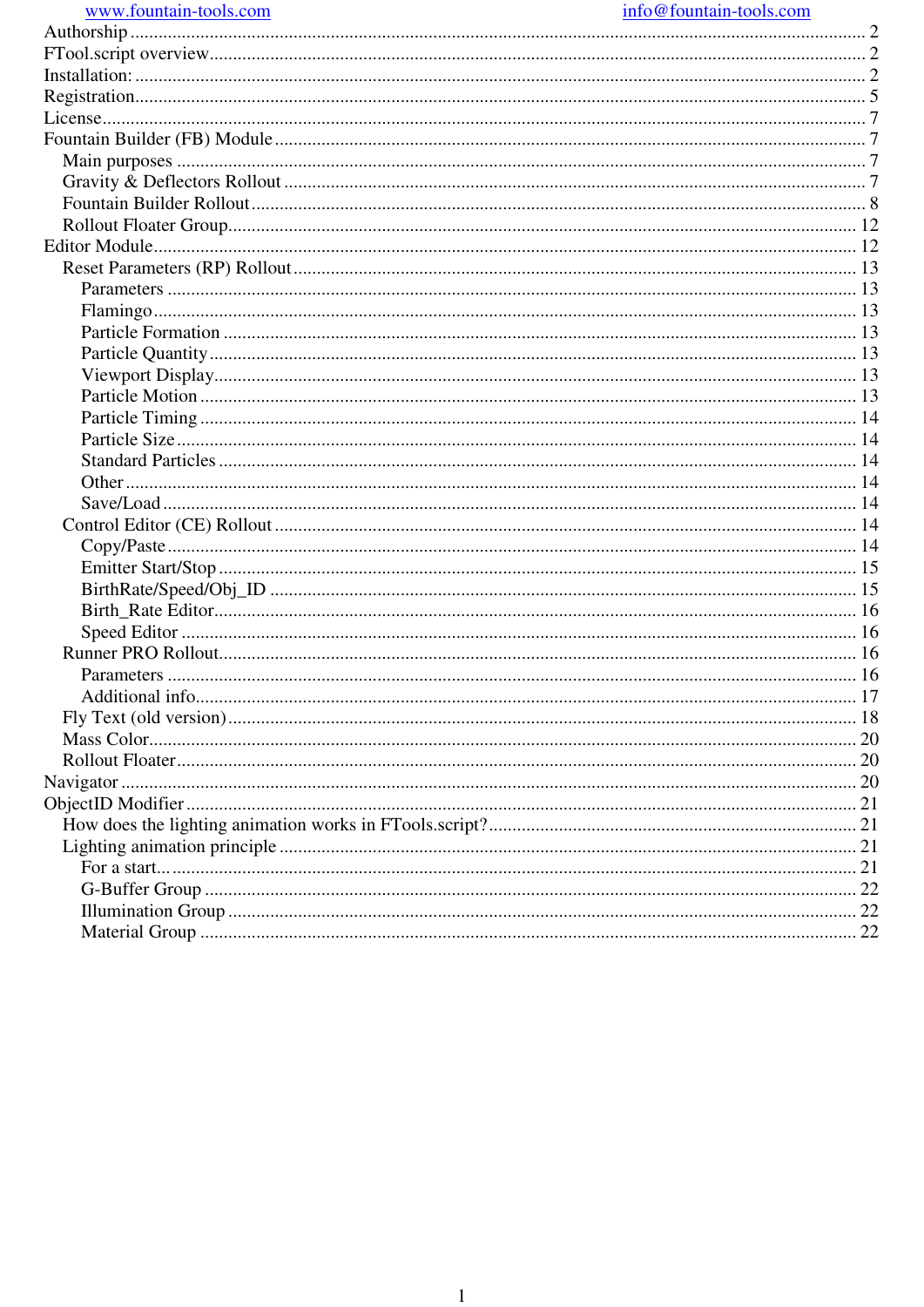www.fountain-tools.com info@fountain-tools.com

Authorship ........................................................................................................................ 2
FTool.script overview........................................................................................................ 2
Installation: ....................................................................................................................... 2
Registration....................................................................................................................... 5
License.............................................................................................................................. 7
Fountain Builder (FB) Module .......................................................................................... 7
- Main purposes .............................................................................................................. 7
- Gravity & Deflectors Rollout ........................................................................................ 7
- Fountain Builder Rollout............................................................................................... 8
- Rollout Floater Group.................................................................................................. 12

Editor Module.................................................................................................................. 12
- Reset Parameters (RP) Rollout.................................................................................... 13
  - Parameters ............................................................................................................... 13
  - Flamingo.................................................................................................................. 13
  - Particle Formation ................................................................................................... 13
  - Particle Quantity...................................................................................................... 13
  - Viewport Display..................................................................................................... 13
  - Particle Motion ........................................................................................................ 13
  - Particle Timing ........................................................................................................ 14
  - Particle Size............................................................................................................. 14
  - Standard Particles .................................................................................................... 14
  - Other ....................................................................................................................... 14
  - Save/Load................................................................................................................ 14
- Control Editor (CE) Rollout ........................................................................................ 14
  - Copy/Paste............................................................................................................... 14
  - Emitter Start/Stop .................................................................................................... 15
  - BirthRate/Speed/Obj_ID ......................................................................................... 15
  - Birth_Rate Editor..................................................................................................... 16
  - Speed Editor ............................................................................................................ 16
- Runner PRO Rollout.................................................................................................... 16
  - Parameters ............................................................................................................... 16
  - Additional info......................................................................................................... 17
- Fly Text (old version).................................................................................................. 18
- Mass Color.................................................................................................................. 20
- Rollout Floater............................................................................................................. 20

Navigator ......................................................................................................................... 20
ObjectID Modifier ........................................................................................................... 21
- How does the lighting animation works in FTools.script?.......................................... 21
- Lighting animation principle ...................................................................................... 21
  - For a start................................................................................................................. 21
  - G-Buffer Group ....................................................................................................... 22
  - Illumination Group .................................................................................................. 22
  - Material Group ........................................................................................................ 22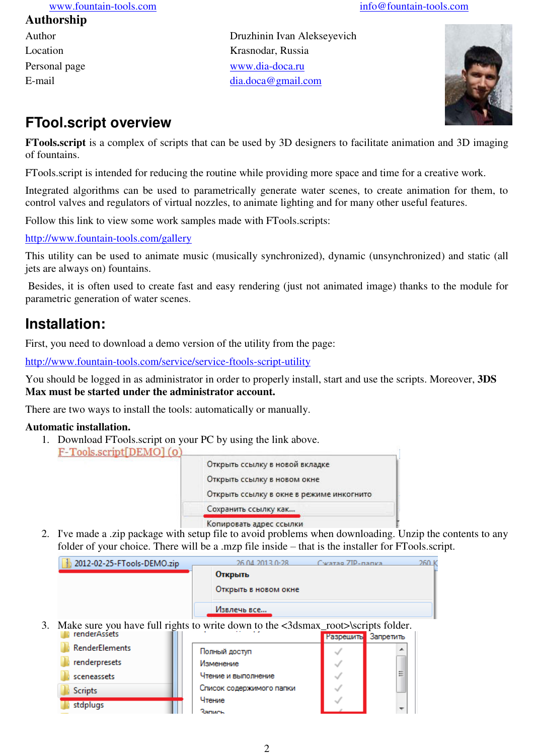www.fountain-tools.com info@fountain-tools.com

## Authorship

| | |
|---|---|
| Author | Druzhinin Ivan Alekseyevich |
| Location | Krasnodar, Russia |
| Personal page | www.dia-doca.ru |
| E-mail | dia.doca@gmail.com |

## FTool.script overview

**FTools.script** is a complex of scripts that can be used by 3D designers to facilitate animation and 3D imaging of fountains.

FTools.script is intended for reducing the routine while providing more space and time for a creative work.

Integrated algorithms can be used to parametrically generate water scenes, to create animation for them, to control valves and regulators of virtual nozzles, to animate lighting and for many other useful features.

Follow this link to view some work samples made with FTools.scripts:

http://www.fountain-tools.com/gallery

This utility can be used to animate music (musically synchronized), dynamic (unsynchronized) and static (all jets are always on) fountains.

Besides, it is often used to create fast and easy rendering (just not animated image) thanks to the module for parametric generation of water scenes.

## Installation:

First, you need to download a demo version of the utility from the page:

http://www.fountain-tools.com/service/service-ftools-script-utility

You should be logged in as administrator in order to properly install, start and use the scripts. Moreover, **3DS Max must be started under the administrator account.**

There are two ways to install the tools: automatically or manually.

**Automatic installation.**

1. Download FTools.script on your PC by using the link above.

   F-Tools.script[DEMO] (o)

   Открыть ссылку в новой вкладке
   Открыть ссылку в новом окне
   Открыть ссылку в окне в режиме инкогнито
   Сохранить ссылку как...
   Копировать адрес ссылки

2. I've made a .zip package with setup file to avoid problems when downloading. Unzip the contents to any folder of your choice. There will be a .mzp file inside – that is the installer for FTools.script.

   2012-02-25-FTools-DEMO.zip 26.04.2013 0:28 Сжатая ZIP-папка 260 К

   Открыть
   Открыть в новом окне
   Извлечь все...

3. Make sure you have full rights to write down to the <3dsmax_root>\scripts folder.

   renderAssets, RenderElements, renderpresets, sceneassets, Scripts, stdplugs

   | | Разрешить | Запретить |
   |---|---|---|
   | Полный доступ | ✓ | |
   | Изменение | ✓ | |
   | Чтение и выполнение | ✓ | |
   | Список содержимого папки | ✓ | |
   | Чтение | ✓ | |
   | Запись | ✓ | |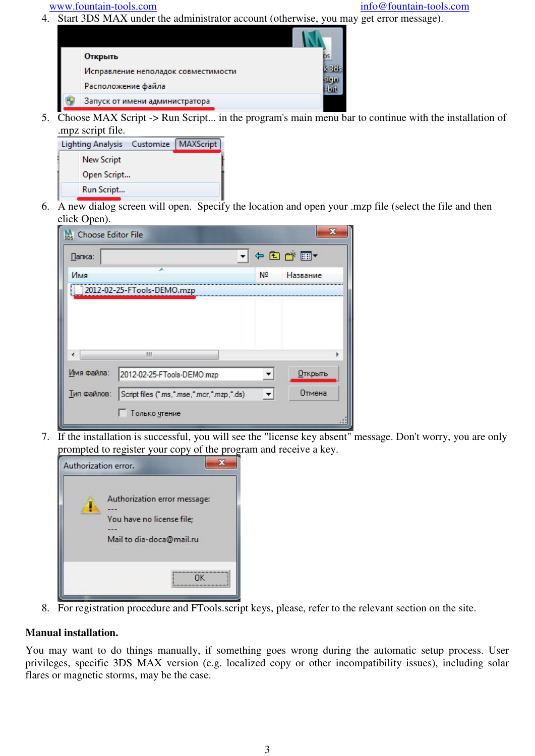4. Start 3DS MAX under the administrator account (otherwise, you may get error message).

5. Choose MAX Script -> Run Script... in the program's main menu bar to continue with the installation of .mpz script file.

6. A new dialog screen will open. Specify the location and open your .mzp file (select the file and then click Open).

7. If the installation is successful, you will see the "license key absent" message. Don't worry, you are only prompted to register your copy of the program and receive a key.

8. For registration procedure and FTools.script keys, please, refer to the relevant section on the site.

**Manual installation.**

You may want to do things manually, if something goes wrong during the automatic setup process. User privileges, specific 3DS MAX version (e.g. localized copy or other incompatibility issues), including solar flares or magnetic storms, may be the case.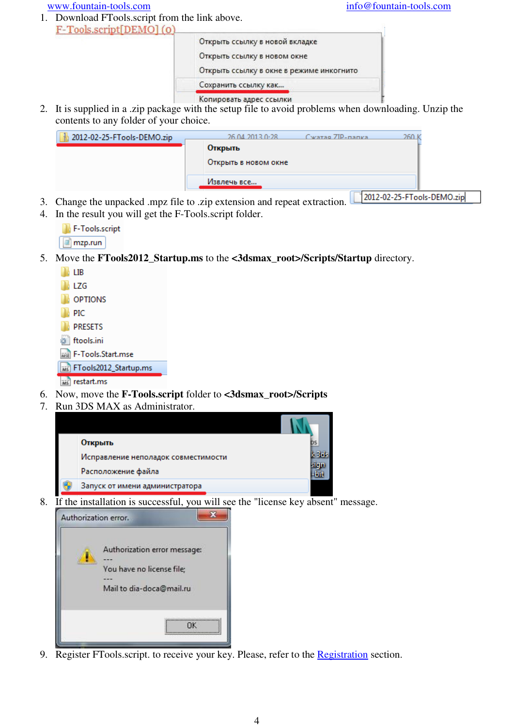www.fountain-tools.com info@fountain-tools.com

1. Download FTools.script from the link above.
2. It is supplied in a .zip package with the setup file to avoid problems when downloading. Unzip the contents to any folder of your choice.
3. Change the unpacked .mpz file to .zip extension and repeat extraction.
4. In the result you will get the F-Tools.script folder.
5. Move the **FTools2012_Startup.ms** to the **<3dsmax_root>/Scripts/Startup** directory.
6. Now, move the **F-Tools.script** folder to **<3dsmax_root>/Scripts**
7. Run 3DS MAX as Administrator.
8. If the installation is successful, you will see the "license key absent" message.
9. Register FTools.script. to receive your key. Please, refer to the Registration section.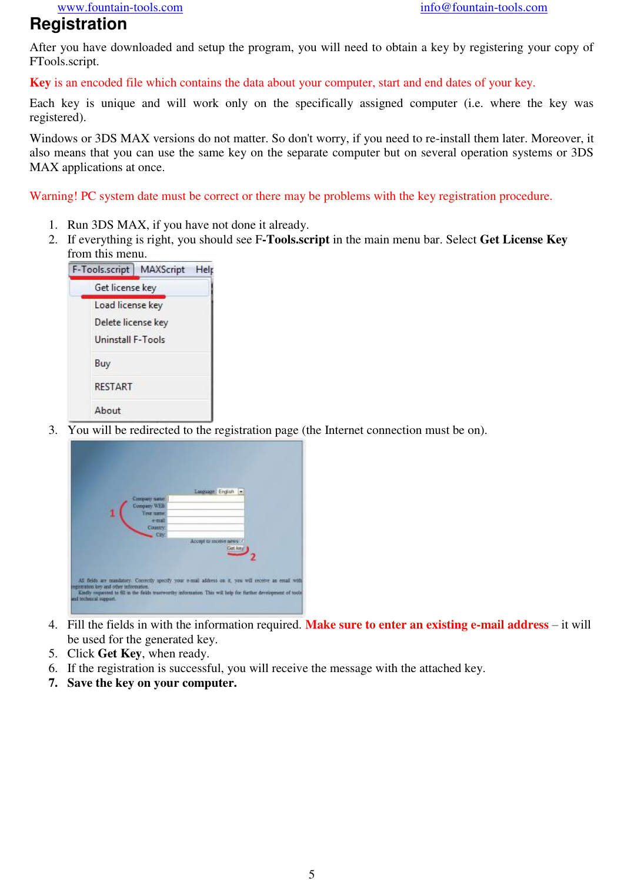# Registration

After you have downloaded and setup the program, you will need to obtain a key by registering your copy of FTools.script.

**Key** is an encoded file which contains the data about your computer, start and end dates of your key.

Each key is unique and will work only on the specifically assigned computer (i.e. where the key was registered).

Windows or 3DS MAX versions do not matter. So don't worry, if you need to re-install them later. Moreover, it also means that you can use the same key on the separate computer but on several operation systems or 3DS MAX applications at once.

Warning! PC system date must be correct or there may be problems with the key registration procedure.

1. Run 3DS MAX, if you have not done it already.
2. If everything is right, you should see **F-Tools.script** in the main menu bar. Select **Get License Key** from this menu.
3. You will be redirected to the registration page (the Internet connection must be on).
4. Fill the fields in with the information required. **Make sure to enter an existing e-mail address** – it will be used for the generated key.
5. Click **Get Key**, when ready.
6. If the registration is successful, you will receive the message with the attached key.
7. **Save the key on your computer.**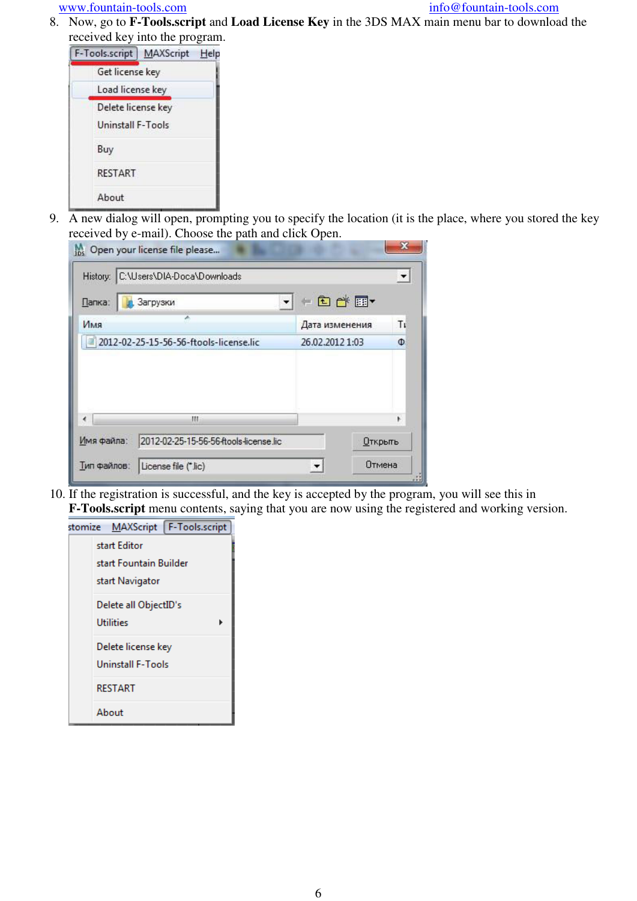8. Now, go to **F-Tools.script** and **Load License Key** in the 3DS MAX main menu bar to download the received key into the program.

9. A new dialog will open, prompting you to specify the location (it is the place, where you stored the key received by e-mail). Choose the path and click Open.

10. If the registration is successful, and the key is accepted by the program, you will see this in **F-Tools.script** menu contents, saying that you are now using the registered and working version.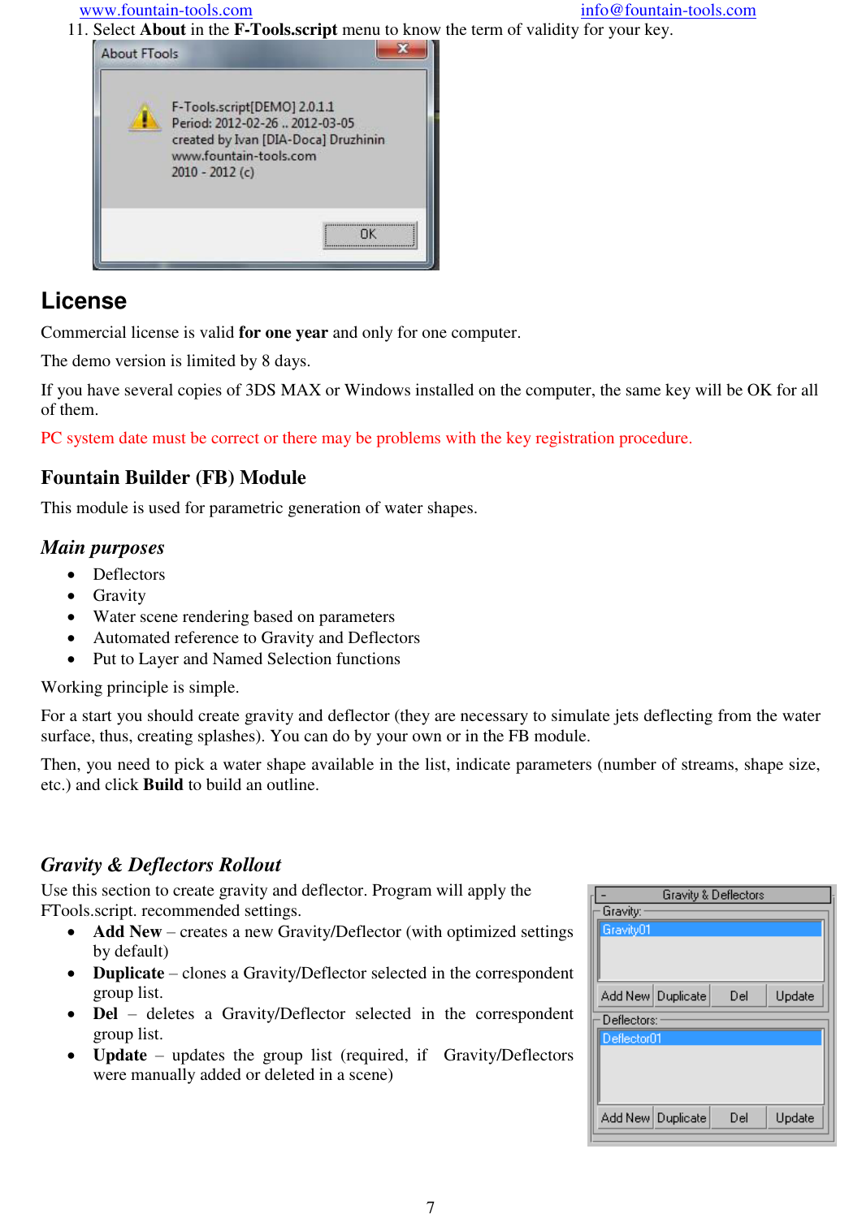11. Select **About** in the **F-Tools.script** menu to know the term of validity for your key.

## License

Commercial license is valid **for one year** and only for one computer.

The demo version is limited by 8 days.

If you have several copies of 3DS MAX or Windows installed on the computer, the same key will be OK for all of them.

PC system date must be correct or there may be problems with the key registration procedure.

## Fountain Builder (FB) Module

This module is used for parametric generation of water shapes.

### *Main purposes*

- Deflectors
- Gravity
- Water scene rendering based on parameters
- Automated reference to Gravity and Deflectors
- Put to Layer and Named Selection functions

Working principle is simple.

For a start you should create gravity and deflector (they are necessary to simulate jets deflecting from the water surface, thus, creating splashes). You can do by your own or in the FB module.

Then, you need to pick a water shape available in the list, indicate parameters (number of streams, shape size, etc.) and click **Build** to build an outline.

### *Gravity & Deflectors Rollout*

Use this section to create gravity and deflector. Program will apply the FTools.script. recommended settings.

- **Add New** – creates a new Gravity/Deflector (with optimized settings by default)
- **Duplicate** – clones a Gravity/Deflector selected in the correspondent group list.
- **Del** – deletes a Gravity/Deflector selected in the correspondent group list.
- **Update** – updates the group list (required, if Gravity/Deflectors were manually added or deleted in a scene)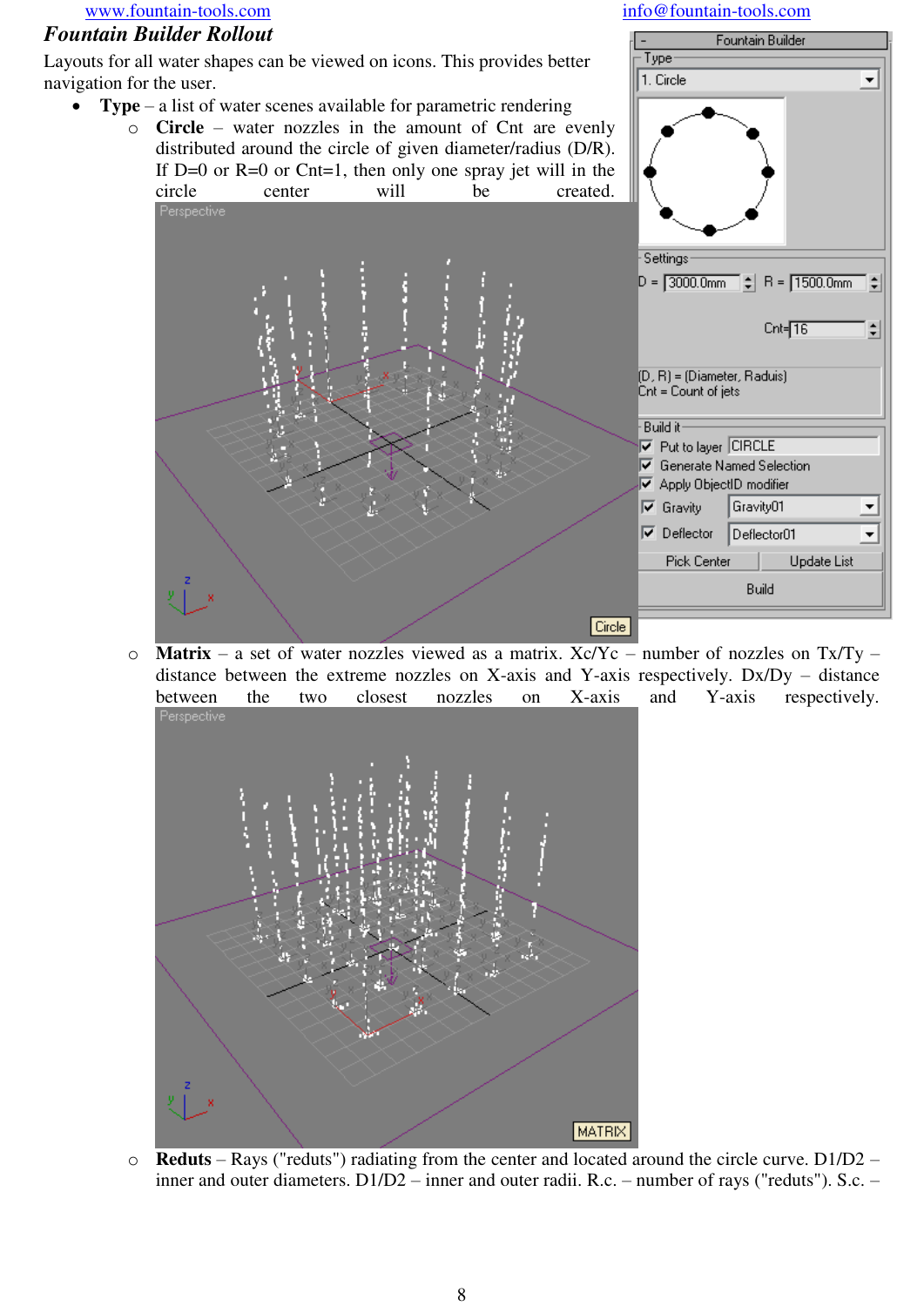### *Fountain Builder Rollout*

Layouts for all water shapes can be viewed on icons. This provides better navigation for the user.

- **Type** – a list of water scenes available for parametric rendering
  - **Circle** – water nozzles in the amount of Cnt are evenly distributed around the circle of given diameter/radius (D/R). If D=0 or R=0 or Cnt=1, then only one spray jet will in the circle center will be created.
  - **Matrix** – a set of water nozzles viewed as a matrix. Xc/Yc – number of nozzles on Tx/Ty – distance between the extreme nozzles on X-axis and Y-axis respectively. Dx/Dy – distance between the two closest nozzles on X-axis and Y-axis respectively.
  - **Reduts** – Rays ("reduts") radiating from the center and located around the circle curve. D1/D2 – inner and outer diameters. D1/D2 – inner and outer radii. R.c. – number of rays ("reduts"). S.c. –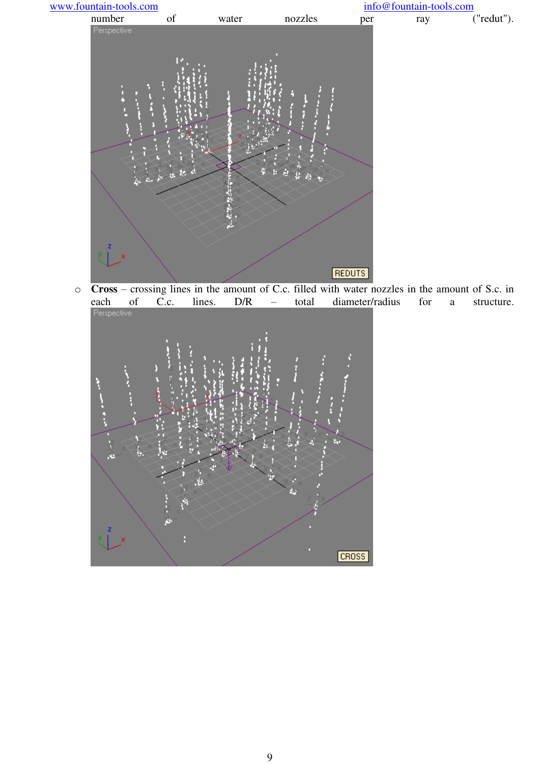number of water nozzles per ray ("redut").

- **Cross** – crossing lines in the amount of C.c. filled with water nozzles in the amount of S.c. in each of C.c. lines. D/R – total diameter/radius for a structure.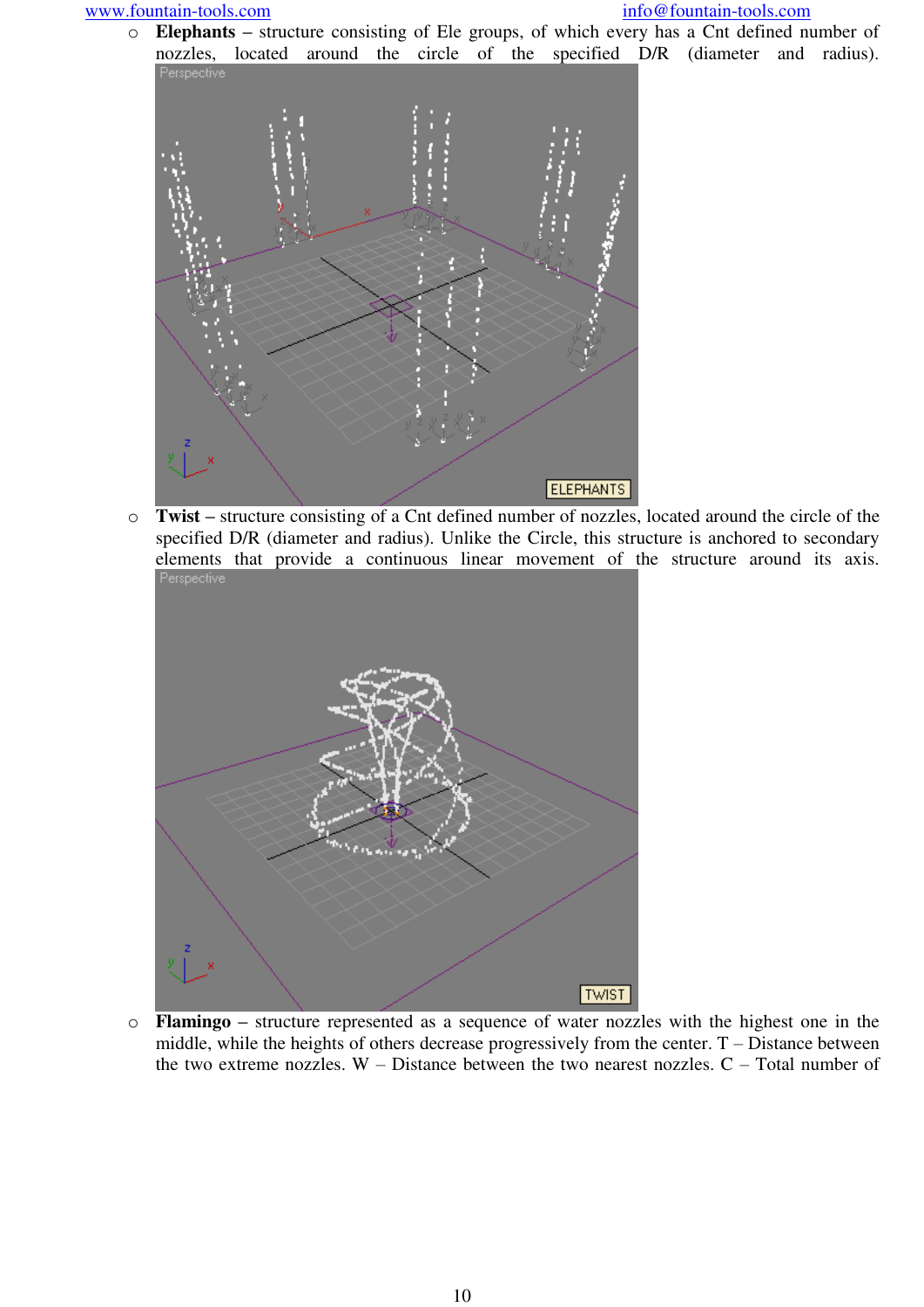- **Elephants** – structure consisting of Ele groups, of which every has a Cnt defined number of nozzles, located around the circle of the specified D/R (diameter and radius).

- **Twist** – structure consisting of a Cnt defined number of nozzles, located around the circle of the specified D/R (diameter and radius). Unlike the Circle, this structure is anchored to secondary elements that provide a continuous linear movement of the structure around its axis.

- **Flamingo** – structure represented as a sequence of water nozzles with the highest one in the middle, while the heights of others decrease progressively from the center. T – Distance between the two extreme nozzles. W – Distance between the two nearest nozzles. C – Total number of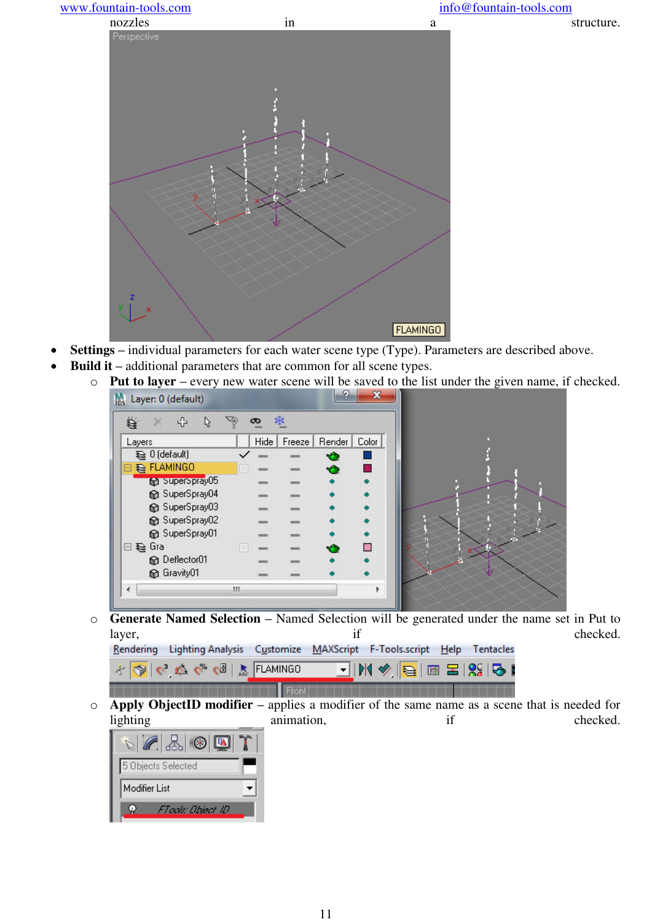nozzles in a structure.

- **Settings** – individual parameters for each water scene type (Type). Parameters are described above.
- **Build it** – additional parameters that are common for all scene types.
  - **Put to layer** – every new water scene will be saved to the list under the given name, if checked.
  - **Generate Named Selection** – Named Selection will be generated under the name set in Put to layer, if checked.
  - **Apply ObjectID modifier** – applies a modifier of the same name as a scene that is needed for lighting animation, if checked.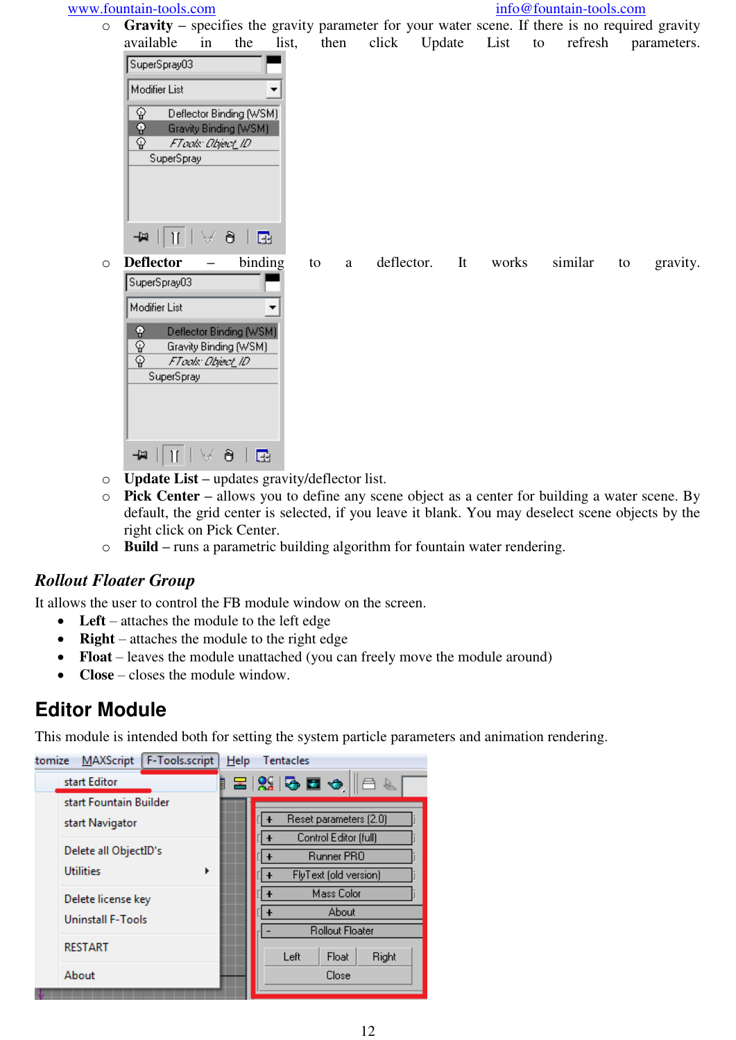- **Gravity** – specifies the gravity parameter for your water scene. If there is no required gravity available in the list, then click Update List to refresh parameters.
- **Deflector** – binding to a deflector. It works similar to gravity.
- **Update List** – updates gravity/deflector list.
- **Pick Center** – allows you to define any scene object as a center for building a water scene. By default, the grid center is selected, if you leave it blank. You may deselect scene objects by the right click on Pick Center.
- **Build** – runs a parametric building algorithm for fountain water rendering.

### *Rollout Floater Group*

It allows the user to control the FB module window on the screen.

- **Left** – attaches the module to the left edge
- **Right** – attaches the module to the right edge
- **Float** – leaves the module unattached (you can freely move the module around)
- **Close** – closes the module window.

## Editor Module

This module is intended both for setting the system particle parameters and animation rendering.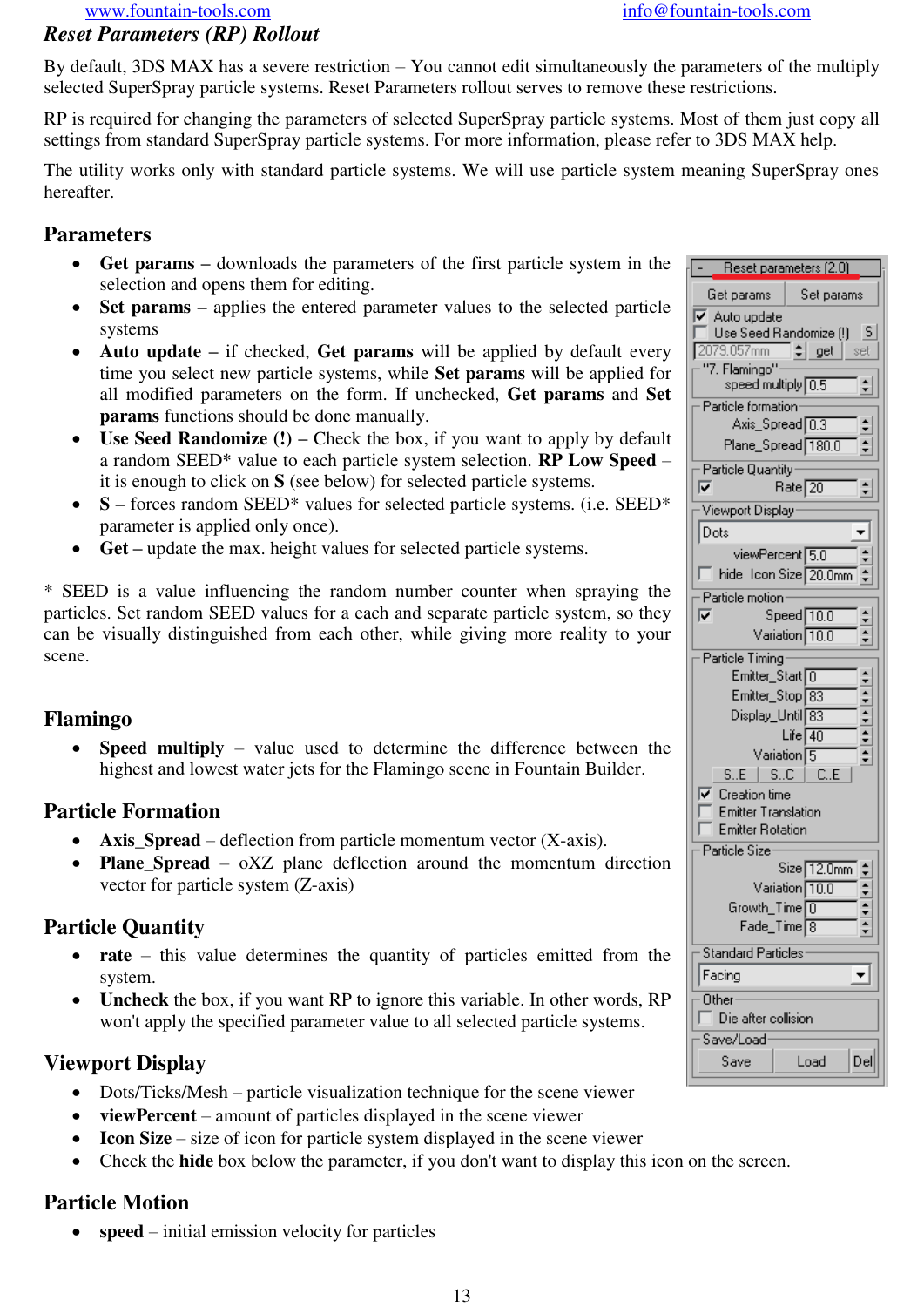## Reset Parameters (RP) Rollout

By default, 3DS MAX has a severe restriction – You cannot edit simultaneously the parameters of the multiply selected SuperSpray particle systems. Reset Parameters rollout serves to remove these restrictions.

RP is required for changing the parameters of selected SuperSpray particle systems. Most of them just copy all settings from standard SuperSpray particle systems. For more information, please refer to 3DS MAX help.

The utility works only with standard particle systems. We will use particle system meaning SuperSpray ones hereafter.

## Parameters

- **Get params** – downloads the parameters of the first particle system in the selection and opens them for editing.
- **Set params** – applies the entered parameter values to the selected particle systems
- **Auto update** – if checked, **Get params** will be applied by default every time you select new particle systems, while **Set params** will be applied for all modified parameters on the form. If unchecked, **Get params** and **Set params** functions should be done manually.
- **Use Seed Randomize (!)** – Check the box, if you want to apply by default a random SEED* value to each particle system selection. **RP Low Speed** – it is enough to click on **S** (see below) for selected particle systems.
- **S** – forces random SEED* values for selected particle systems. (i.e. SEED* parameter is applied only once).
- **Get** – update the max. height values for selected particle systems.

\* SEED is a value influencing the random number counter when spraying the particles. Set random SEED values for a each and separate particle system, so they can be visually distinguished from each other, while giving more reality to your scene.

## Flamingo

- **Speed multiply** – value used to determine the difference between the highest and lowest water jets for the Flamingo scene in Fountain Builder.

## Particle Formation

- **Axis_Spread** – deflection from particle momentum vector (X-axis).
- **Plane_Spread** – oXZ plane deflection around the momentum direction vector for particle system (Z-axis)

## Particle Quantity

- **rate** – this value determines the quantity of particles emitted from the system.
- **Uncheck** the box, if you want RP to ignore this variable. In other words, RP won't apply the specified parameter value to all selected particle systems.

## Viewport Display

- Dots/Ticks/Mesh – particle visualization technique for the scene viewer
- **viewPercent** – amount of particles displayed in the scene viewer
- **Icon Size** – size of icon for particle system displayed in the scene viewer
- Check the **hide** box below the parameter, if you don't want to display this icon on the screen.

## Particle Motion

- **speed** – initial emission velocity for particles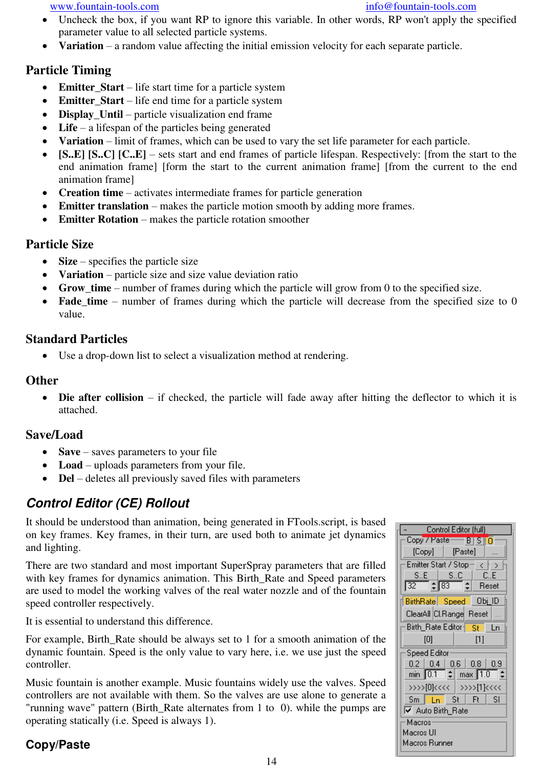- Uncheck the box, if you want RP to ignore this variable. In other words, RP won't apply the specified parameter value to all selected particle systems.
- **Variation** – a random value affecting the initial emission velocity for each separate particle.

## Particle Timing

- **Emitter_Start** – life start time for a particle system
- **Emitter_Start** – life end time for a particle system
- **Display_Until** – particle visualization end frame
- **Life** – a lifespan of the particles being generated
- **Variation** – limit of frames, which can be used to vary the set life parameter for each particle.
- **[S..E] [S..C] [C..E]** – sets start and end frames of particle lifespan. Respectively: [from the start to the end animation frame] [form the start to the current animation frame] [from the current to the end animation frame]
- **Creation time** – activates intermediate frames for particle generation
- **Emitter translation** – makes the particle motion smooth by adding more frames.
- **Emitter Rotation** – makes the particle rotation smoother

## Particle Size

- **Size** – specifies the particle size
- **Variation** – particle size and size value deviation ratio
- **Grow_time** – number of frames during which the particle will grow from 0 to the specified size.
- **Fade_time** – number of frames during which the particle will decrease from the specified size to 0 value.

## Standard Particles

- Use a drop-down list to select a visualization method at rendering.

## Other

- **Die after collision** – if checked, the particle will fade away after hitting the deflector to which it is attached.

## Save/Load

- **Save** – saves parameters to your file
- **Load** – uploads parameters from your file.
- **Del** – deletes all previously saved files with parameters

## *Control Editor (CE) Rollout*

It should be understood than animation, being generated in FTools.script, is based on key frames. Key frames, in their turn, are used both to animate jet dynamics and lighting.

There are two standard and most important SuperSpray parameters that are filled with key frames for dynamics animation. This Birth_Rate and Speed parameters are used to model the working valves of the real water nozzle and of the fountain speed controller respectively.

It is essential to understand this difference.

For example, Birth_Rate should be always set to 1 for a smooth animation of the dynamic fountain. Speed is the only value to vary here, i.e. we use just the speed controller.

Music fountain is another example. Music fountains widely use the valves. Speed controllers are not available with them. So the valves are use alone to generate a "running wave" pattern (Birth_Rate alternates from 1 to 0). while the pumps are operating statically (i.e. Speed is always 1).

## Copy/Paste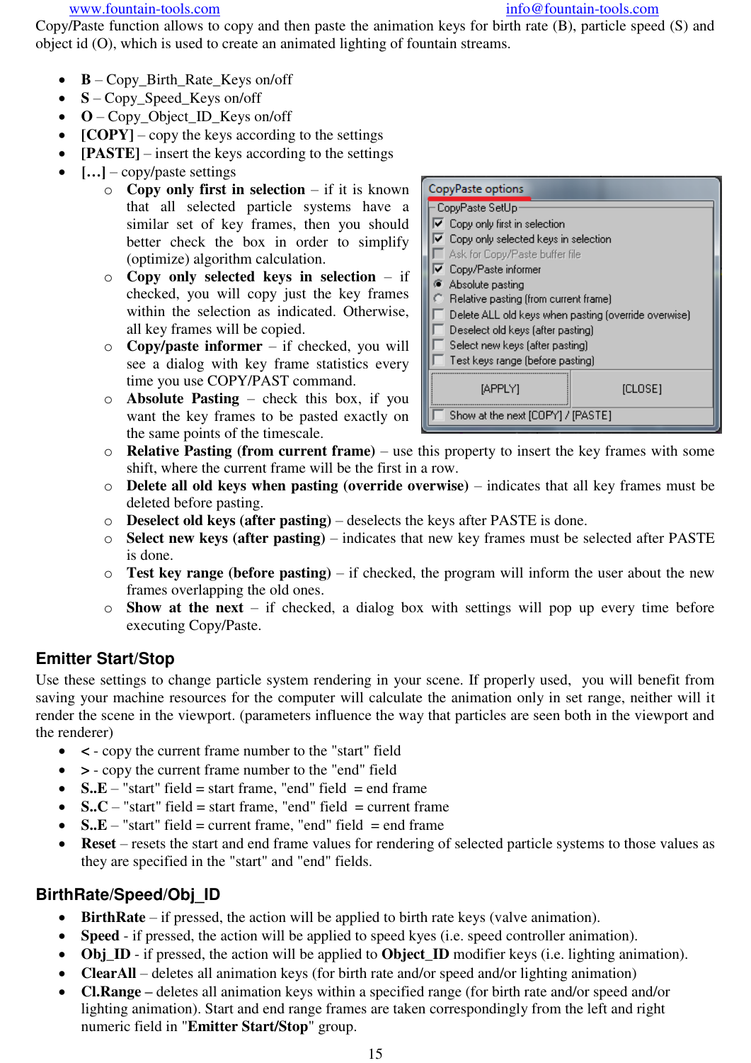Copy/Paste function allows to copy and then paste the animation keys for birth rate (B), particle speed (S) and object id (O), which is used to create an animated lighting of fountain streams.

- **B** – Copy_Birth_Rate_Keys on/off
- **S** – Copy_Speed_Keys on/off
- **O** – Copy_Object_ID_Keys on/off
- **[COPY]** – copy the keys according to the settings
- **[PASTE]** – insert the keys according to the settings
- **[…]** – copy/paste settings
  - **Copy only first in selection** – if it is known that all selected particle systems have a similar set of key frames, then you should better check the box in order to simplify (optimize) algorithm calculation.
  - **Copy only selected keys in selection** – if checked, you will copy just the key frames within the selection as indicated. Otherwise, all key frames will be copied.
  - **Copy/paste informer** – if checked, you will see a dialog with key frame statistics every time you use COPY/PAST command.
  - **Absolute Pasting** – check this box, if you want the key frames to be pasted exactly on the same points of the timescale.
  - **Relative Pasting (from current frame)** – use this property to insert the key frames with some shift, where the current frame will be the first in a row.
  - **Delete all old keys when pasting (override overwise)** – indicates that all key frames must be deleted before pasting.
  - **Deselect old keys (after pasting)** – deselects the keys after PASTE is done.
  - **Select new keys (after pasting)** – indicates that new key frames must be selected after PASTE is done.
  - **Test key range (before pasting)** – if checked, the program will inform the user about the new frames overlapping the old ones.
  - **Show at the next** – if checked, a dialog box with settings will pop up every time before executing Copy/Paste.

## Emitter Start/Stop

Use these settings to change particle system rendering in your scene. If properly used, you will benefit from saving your machine resources for the computer will calculate the animation only in set range, neither will it render the scene in the viewport. (parameters influence the way that particles are seen both in the viewport and the renderer)

- **<** - copy the current frame number to the "start" field
- **>** - copy the current frame number to the "end" field
- **S..E** – "start" field = start frame, "end" field = end frame
- **S..C** – "start" field = start frame, "end" field = current frame
- **S..E** – "start" field = current frame, "end" field = end frame
- **Reset** – resets the start and end frame values for rendering of selected particle systems to those values as they are specified in the "start" and "end" fields.

## BirthRate/Speed/Obj_ID

- **BirthRate** – if pressed, the action will be applied to birth rate keys (valve animation).
- **Speed** - if pressed, the action will be applied to speed kyes (i.e. speed controller animation).
- **Obj_ID** - if pressed, the action will be applied to **Object_ID** modifier keys (i.e. lighting animation).
- **ClearAll** – deletes all animation keys (for birth rate and/or speed and/or lighting animation)
- **Cl.Range** – deletes all animation keys within a specified range (for birth rate and/or speed and/or lighting animation). Start and end range frames are taken correspondingly from the left and right numeric field in "**Emitter Start/Stop**" group.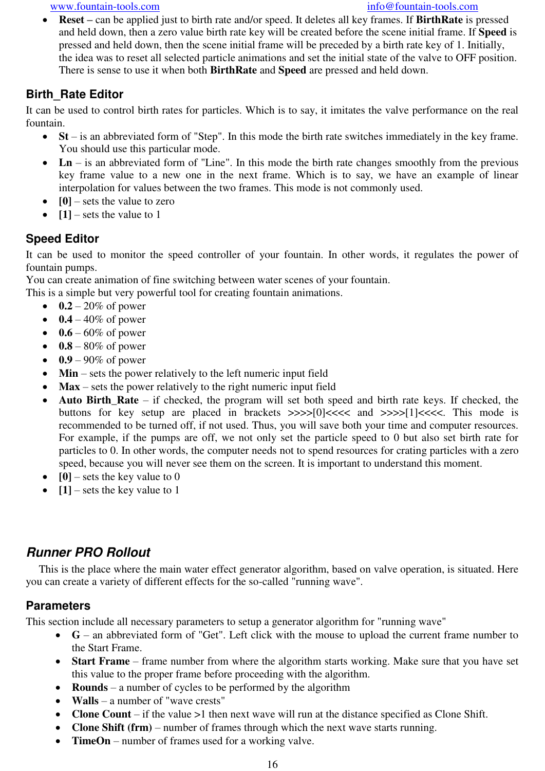- **Reset –** can be applied just to birth rate and/or speed. It deletes all key frames. If **BirthRate** is pressed and held down, then a zero value birth rate key will be created before the scene initial frame. If **Speed** is pressed and held down, then the scene initial frame will be preceded by a birth rate key of 1. Initially, the idea was to reset all selected particle animations and set the initial state of the valve to OFF position. There is sense to use it when both **BirthRate** and **Speed** are pressed and held down.

### Birth_Rate Editor

It can be used to control birth rates for particles. Which is to say, it imitates the valve performance on the real fountain.

- **St** – is an abbreviated form of "Step". In this mode the birth rate switches immediately in the key frame. You should use this particular mode.
- **Ln** – is an abbreviated form of "Line". In this mode the birth rate changes smoothly from the previous key frame value to a new one in the next frame. Which is to say, we have an example of linear interpolation for values between the two frames. This mode is not commonly used.
- **[0]** – sets the value to zero
- **[1]** – sets the value to 1

### Speed Editor

It can be used to monitor the speed controller of your fountain. In other words, it regulates the power of fountain pumps.
You can create animation of fine switching between water scenes of your fountain.
This is a simple but very powerful tool for creating fountain animations.

- **0.2** – 20% of power
- **0.4** – 40% of power
- **0.6** – 60% of power
- **0.8** – 80% of power
- **0.9** – 90% of power
- **Min** – sets the power relatively to the left numeric input field
- **Max** – sets the power relatively to the right numeric input field
- **Auto Birth_Rate** – if checked, the program will set both speed and birth rate keys. If checked, the buttons for key setup are placed in brackets >>>>[0]<<<< and >>>>[1]<<<<. This mode is recommended to be turned off, if not used. Thus, you will save both your time and computer resources. For example, if the pumps are off, we not only set the particle speed to 0 but also set birth rate for particles to 0. In other words, the computer needs not to spend resources for crating particles with a zero speed, because you will never see them on the screen. It is important to understand this moment.
- **[0]** – sets the key value to 0
- **[1]** – sets the key value to 1

## *Runner PRO Rollout*

This is the place where the main water effect generator algorithm, based on valve operation, is situated. Here you can create a variety of different effects for the so-called "running wave".

### Parameters

This section include all necessary parameters to setup a generator algorithm for "running wave"

- **G** – an abbreviated form of "Get". Left click with the mouse to upload the current frame number to the Start Frame.
- **Start Frame** – frame number from where the algorithm starts working. Make sure that you have set this value to the proper frame before proceeding with the algorithm.
- **Rounds** – a number of cycles to be performed by the algorithm
- **Walls** – a number of "wave crests"
- **Clone Count** – if the value >1 then next wave will run at the distance specified as Clone Shift.
- **Clone Shift (frm)** – number of frames through which the next wave starts running.
- **TimeOn** – number of frames used for a working valve.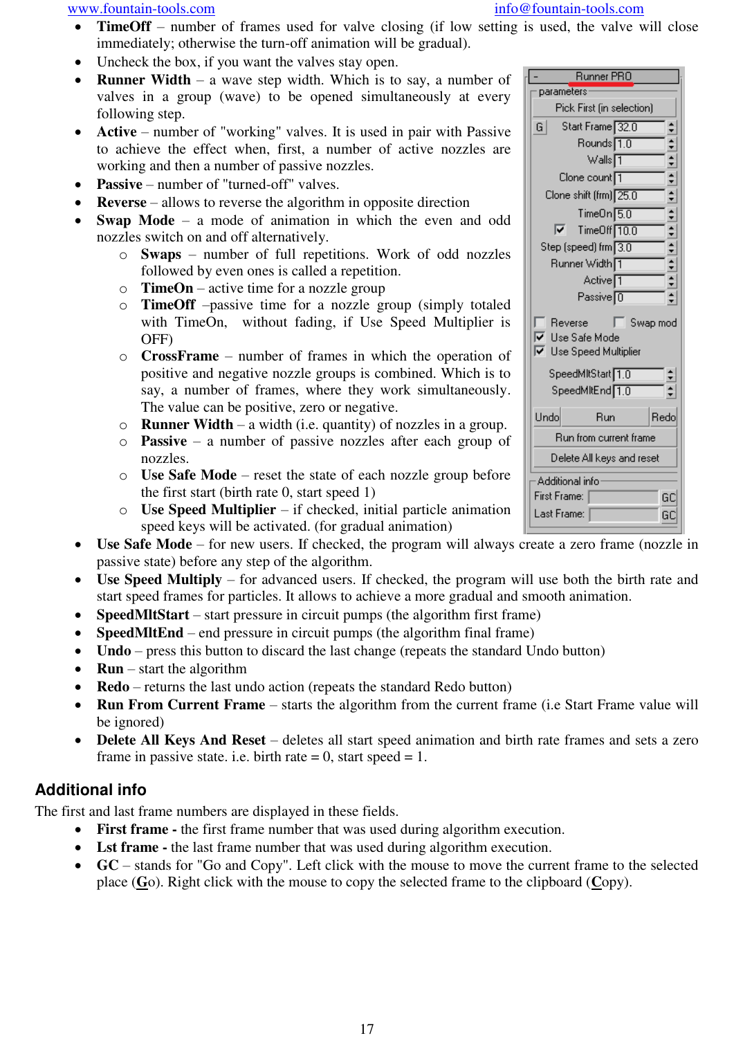- **TimeOff** – number of frames used for valve closing (if low setting is used, the valve will close immediately; otherwise the turn-off animation will be gradual).
- Uncheck the box, if you want the valves stay open.
- **Runner Width** – a wave step width. Which is to say, a number of valves in a group (wave) to be opened simultaneously at every following step.
- **Active** – number of "working" valves. It is used in pair with Passive to achieve the effect when, first, a number of active nozzles are working and then a number of passive nozzles.
- **Passive** – number of "turned-off" valves.
- **Reverse** – allows to reverse the algorithm in opposite direction
- **Swap Mode** – a mode of animation in which the even and odd nozzles switch on and off alternatively.
  - **Swaps** – number of full repetitions. Work of odd nozzles followed by even ones is called a repetition.
  - **TimeOn** – active time for a nozzle group
  - **TimeOff** –passive time for a nozzle group (simply totaled with TimeOn, without fading, if Use Speed Multiplier is OFF)
  - **CrossFrame** – number of frames in which the operation of positive and negative nozzle groups is combined. Which is to say, a number of frames, where they work simultaneously. The value can be positive, zero or negative.
  - **Runner Width** – a width (i.e. quantity) of nozzles in a group.
  - **Passive** – a number of passive nozzles after each group of nozzles.
  - **Use Safe Mode** – reset the state of each nozzle group before the first start (birth rate 0, start speed 1)
  - **Use Speed Multiplier** – if checked, initial particle animation speed keys will be activated. (for gradual animation)
- **Use Safe Mode** – for new users. If checked, the program will always create a zero frame (nozzle in passive state) before any step of the algorithm.
- **Use Speed Multiply** – for advanced users. If checked, the program will use both the birth rate and start speed frames for particles. It allows to achieve a more gradual and smooth animation.
- **SpeedMltStart** – start pressure in circuit pumps (the algorithm first frame)
- **SpeedMltEnd** – end pressure in circuit pumps (the algorithm final frame)
- **Undo** – press this button to discard the last change (repeats the standard Undo button)
- **Run** – start the algorithm
- **Redo** – returns the last undo action (repeats the standard Redo button)
- **Run From Current Frame** – starts the algorithm from the current frame (i.e Start Frame value will be ignored)
- **Delete All Keys And Reset** – deletes all start speed animation and birth rate frames and sets a zero frame in passive state. i.e. birth rate = 0, start speed = 1.

## Additional info

The first and last frame numbers are displayed in these fields.

- **First frame -** the first frame number that was used during algorithm execution.
- **Lst frame -** the last frame number that was used during algorithm execution.
- **GC** – stands for "Go and Copy". Left click with the mouse to move the current frame to the selected place (**G**o). Right click with the mouse to copy the selected frame to the clipboard (**C**opy).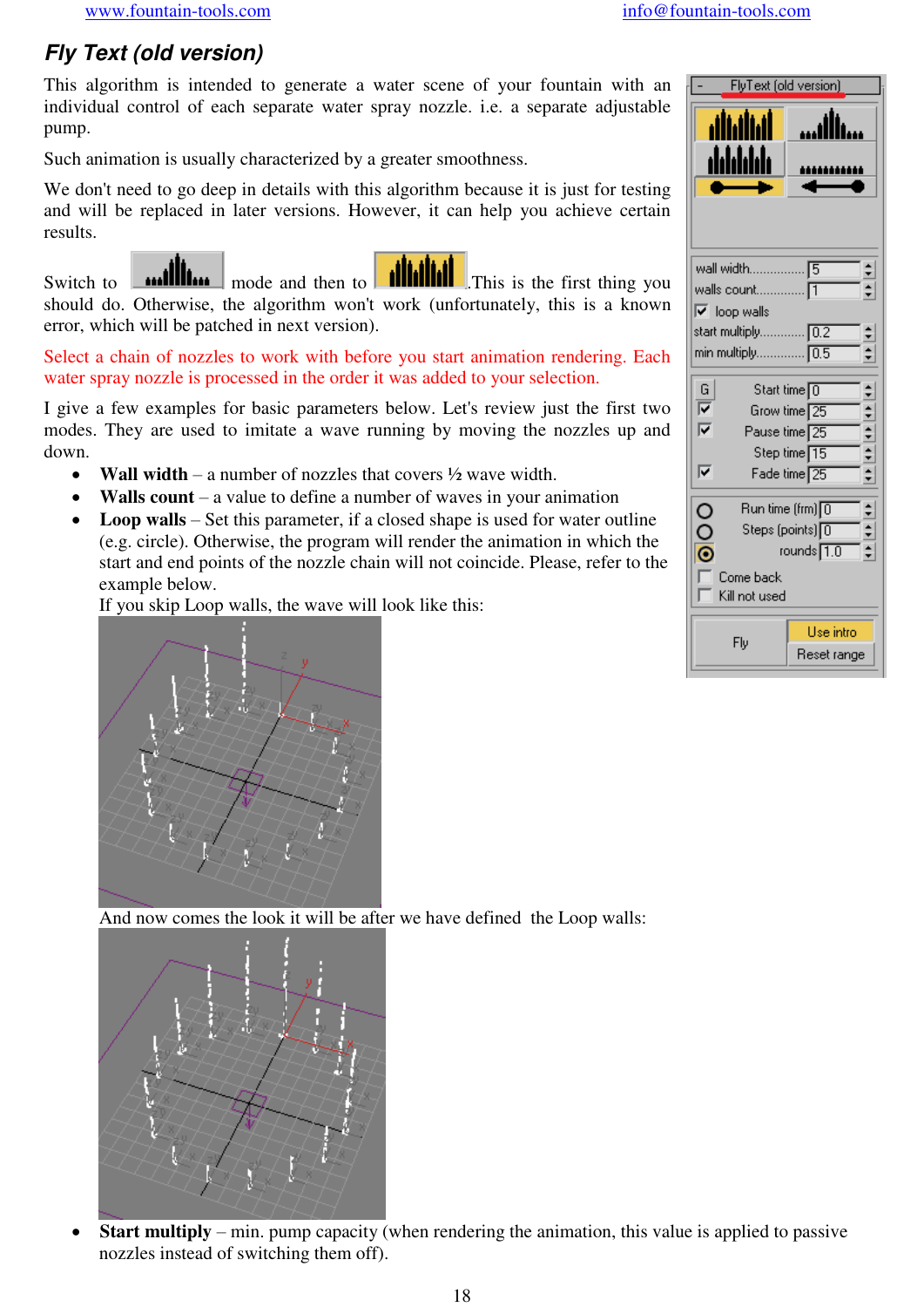## Fly Text (old version)

This algorithm is intended to generate a water scene of your fountain with an individual control of each separate water spray nozzle. i.e. a separate adjustable pump.

Such animation is usually characterized by a greater smoothness.

We don't need to go deep in details with this algorithm because it is just for testing and will be replaced in later versions. However, it can help you achieve certain results.

Switch to mode and then to .This is the first thing you should do. Otherwise, the algorithm won't work (unfortunately, this is a known error, which will be patched in next version).

Select a chain of nozzles to work with before you start animation rendering. Each water spray nozzle is processed in the order it was added to your selection.

I give a few examples for basic parameters below. Let's review just the first two modes. They are used to imitate a wave running by moving the nozzles up and down.

- **Wall width** – a number of nozzles that covers ½ wave width.
- **Walls count** – a value to define a number of waves in your animation
- **Loop walls** – Set this parameter, if a closed shape is used for water outline (e.g. circle). Otherwise, the program will render the animation in which the start and end points of the nozzle chain will not coincide. Please, refer to the example below.
  If you skip Loop walls, the wave will look like this:

  And now comes the look it will be after we have defined the Loop walls:

- **Start multiply** – min. pump capacity (when rendering the animation, this value is applied to passive nozzles instead of switching them off).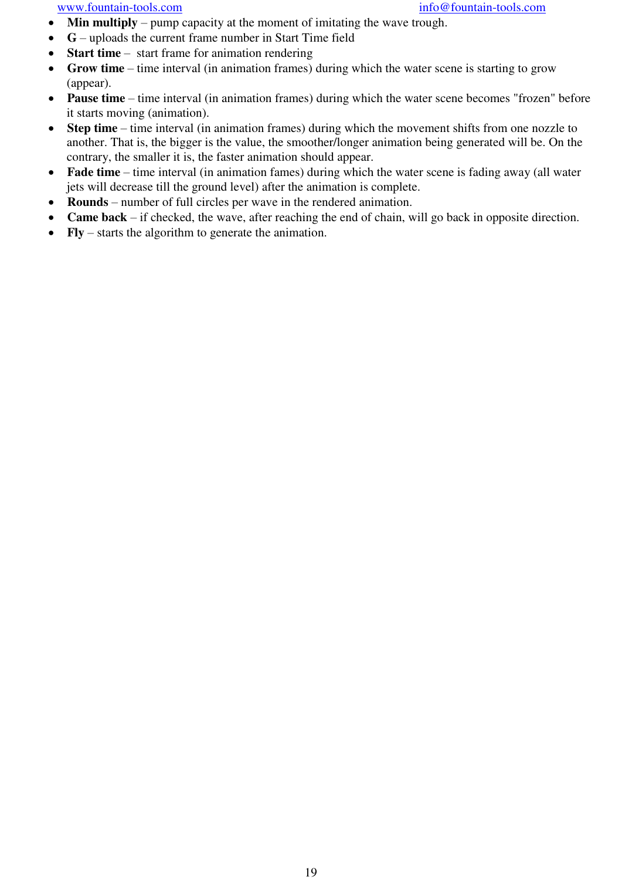- **Min multiply** – pump capacity at the moment of imitating the wave trough.
- **G** – uploads the current frame number in Start Time field
- **Start time** – start frame for animation rendering
- **Grow time** – time interval (in animation frames) during which the water scene is starting to grow (appear).
- **Pause time** – time interval (in animation frames) during which the water scene becomes "frozen" before it starts moving (animation).
- **Step time** – time interval (in animation frames) during which the movement shifts from one nozzle to another. That is, the bigger is the value, the smoother/longer animation being generated will be. On the contrary, the smaller it is, the faster animation should appear.
- **Fade time** – time interval (in animation fames) during which the water scene is fading away (all water jets will decrease till the ground level) after the animation is complete.
- **Rounds** – number of full circles per wave in the rendered animation.
- **Came back** – if checked, the wave, after reaching the end of chain, will go back in opposite direction.
- **Fly** – starts the algorithm to generate the animation.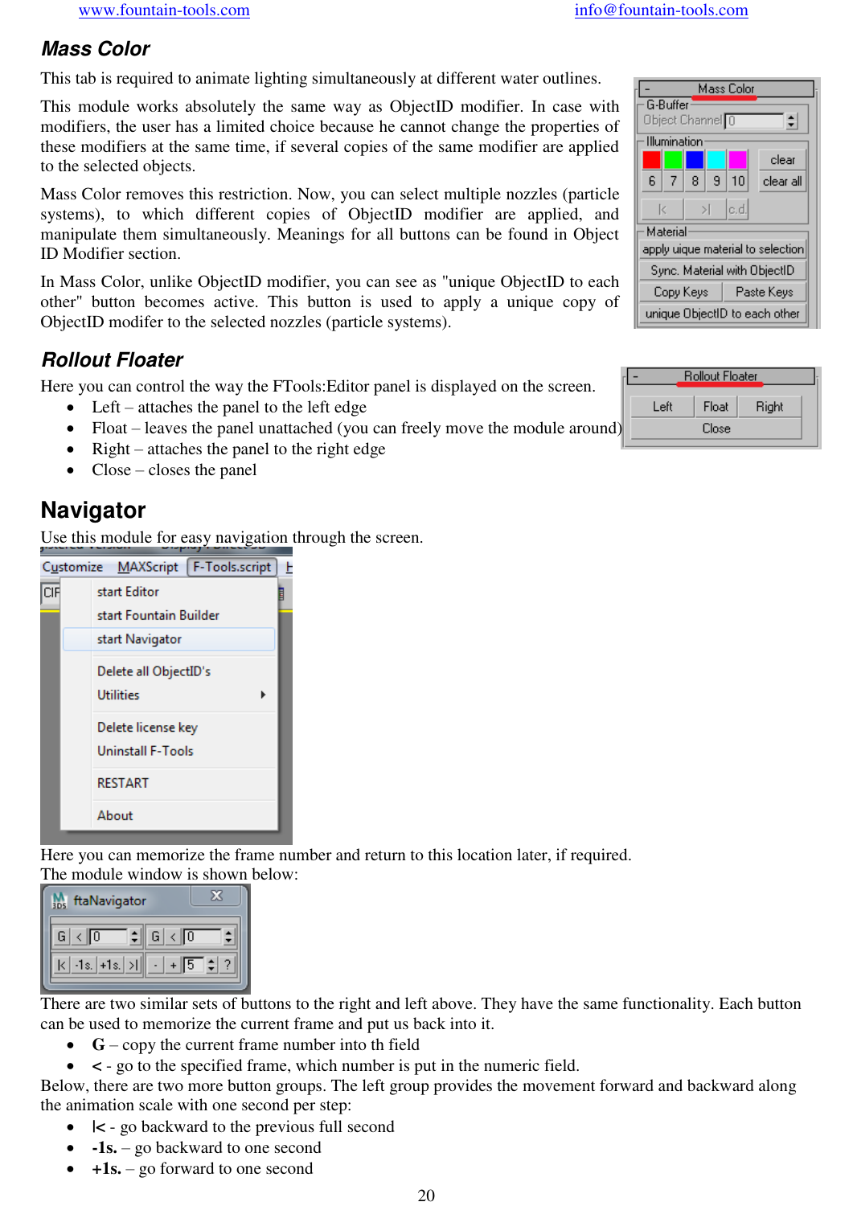## Mass Color

This tab is required to animate lighting simultaneously at different water outlines.

This module works absolutely the same way as ObjectID modifier. In case with modifiers, the user has a limited choice because he cannot change the properties of these modifiers at the same time, if several copies of the same modifier are applied to the selected objects.

Mass Color removes this restriction. Now, you can select multiple nozzles (particle systems), to which different copies of ObjectID modifier are applied, and manipulate them simultaneously. Meanings for all buttons can be found in Object ID Modifier section.

In Mass Color, unlike ObjectID modifier, you can see as "unique ObjectID to each other" button becomes active. This button is used to apply a unique copy of ObjectID modifer to the selected nozzles (particle systems).

## Rollout Floater

Here you can control the way the FTools:Editor panel is displayed on the screen.

- Left – attaches the panel to the left edge
- Float – leaves the panel unattached (you can freely move the module around)
- Right – attaches the panel to the right edge
- Close – closes the panel

# Navigator

Use this module for easy navigation through the screen.

Here you can memorize the frame number and return to this location later, if required.
The module window is shown below:

There are two similar sets of buttons to the right and left above. They have the same functionality. Each button can be used to memorize the current frame and put us back into it.

- **G** – copy the current frame number into th field
- **<** - go to the specified frame, which number is put in the numeric field.

Below, there are two more button groups. The left group provides the movement forward and backward along the animation scale with one second per step:

- **|<** - go backward to the previous full second
- **-1s.** – go backward to one second
- **+1s.** – go forward to one second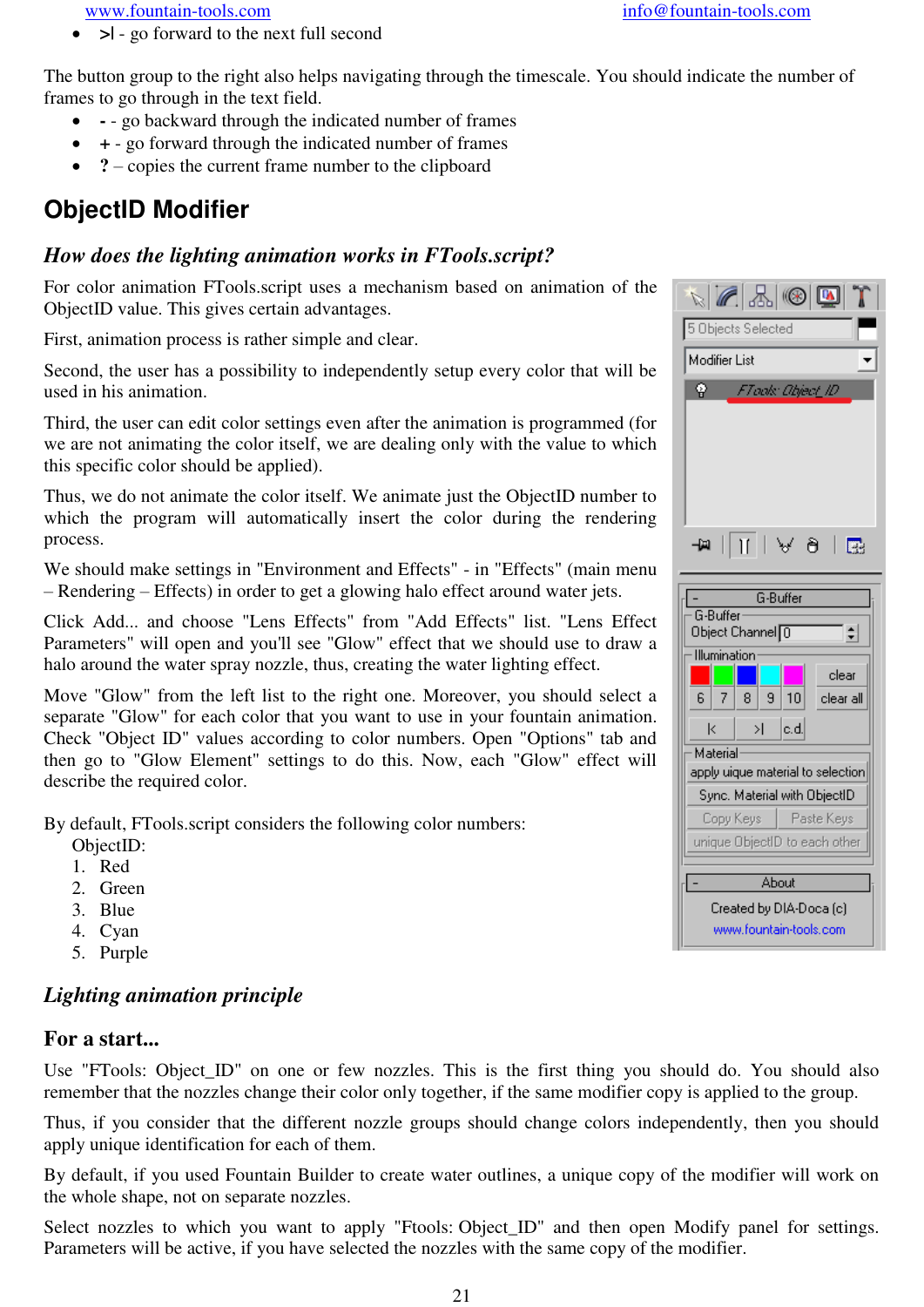- **>|** - go forward to the next full second

The button group to the right also helps navigating through the timescale. You should indicate the number of frames to go through in the text field.

- **-** - go backward through the indicated number of frames
- **+** - go forward through the indicated number of frames
- **?** – copies the current frame number to the clipboard

## ObjectID Modifier

### *How does the lighting animation works in FTools.script?*

For color animation FTools.script uses a mechanism based on animation of the ObjectID value. This gives certain advantages.

First, animation process is rather simple and clear.

Second, the user has a possibility to independently setup every color that will be used in his animation.

Third, the user can edit color settings even after the animation is programmed (for we are not animating the color itself, we are dealing only with the value to which this specific color should be applied).

Thus, we do not animate the color itself. We animate just the ObjectID number to which the program will automatically insert the color during the rendering process.

We should make settings in "Environment and Effects" - in "Effects" (main menu – Rendering – Effects) in order to get a glowing halo effect around water jets.

Click Add... and choose "Lens Effects" from "Add Effects" list. "Lens Effect Parameters" will open and you'll see "Glow" effect that we should use to draw a halo around the water spray nozzle, thus, creating the water lighting effect.

Move "Glow" from the left list to the right one. Moreover, you should select a separate "Glow" for each color that you want to use in your fountain animation. Check "Object ID" values according to color numbers. Open "Options" tab and then go to "Glow Element" settings to do this. Now, each "Glow" effect will describe the required color.

By default, FTools.script considers the following color numbers:

ObjectID:

1. Red
2. Green
3. Blue
4. Cyan
5. Purple

### *Lighting animation principle*

### For a start...

Use "FTools: Object_ID" on one or few nozzles. This is the first thing you should do. You should also remember that the nozzles change their color only together, if the same modifier copy is applied to the group.

Thus, if you consider that the different nozzle groups should change colors independently, then you should apply unique identification for each of them.

By default, if you used Fountain Builder to create water outlines, a unique copy of the modifier will work on the whole shape, not on separate nozzles.

Select nozzles to which you want to apply "Ftools: Object_ID" and then open Modify panel for settings. Parameters will be active, if you have selected the nozzles with the same copy of the modifier.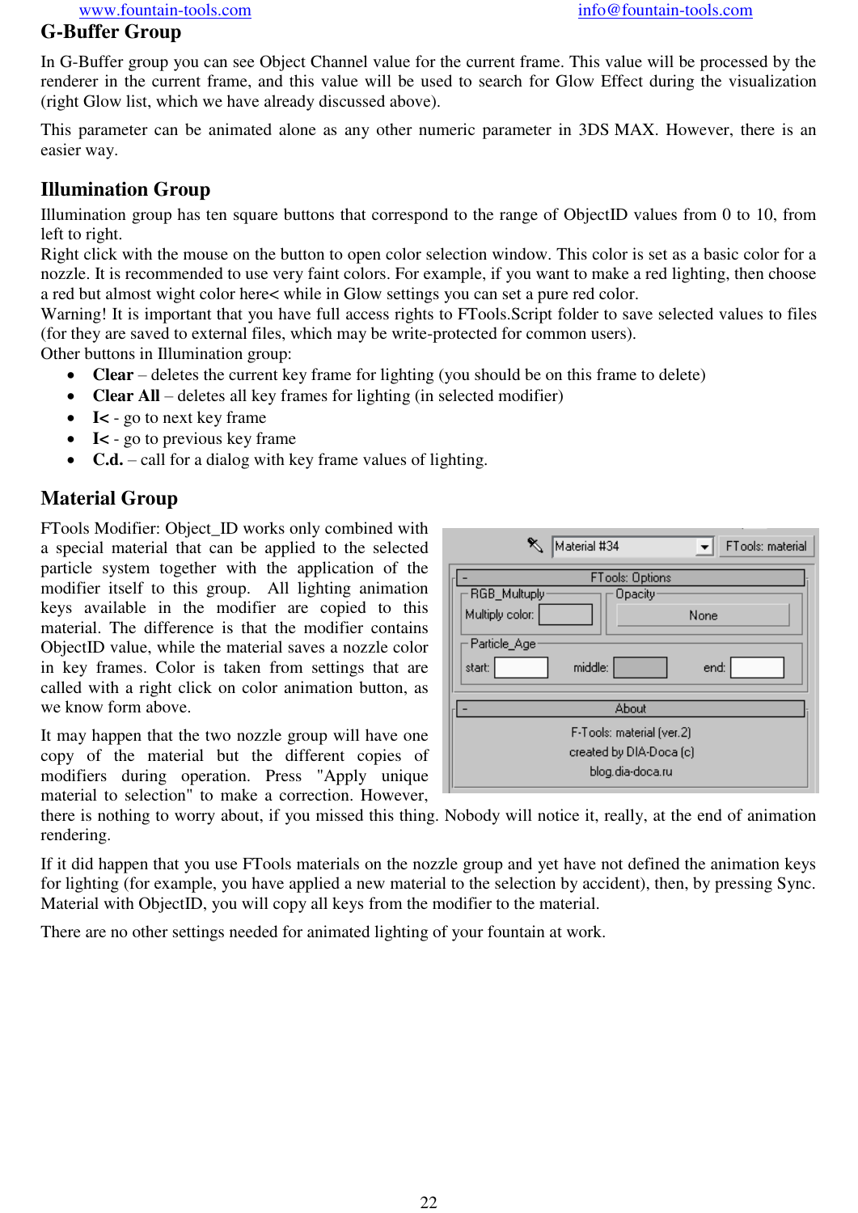## G-Buffer Group

In G-Buffer group you can see Object Channel value for the current frame. This value will be processed by the renderer in the current frame, and this value will be used to search for Glow Effect during the visualization (right Glow list, which we have already discussed above).

This parameter can be animated alone as any other numeric parameter in 3DS MAX. However, there is an easier way.

## Illumination Group

Illumination group has ten square buttons that correspond to the range of ObjectID values from 0 to 10, from left to right.
Right click with the mouse on the button to open color selection window. This color is set as a basic color for a nozzle. It is recommended to use very faint colors. For example, if you want to make a red lighting, then choose a red but almost wight color here< while in Glow settings you can set a pure red color.
Warning! It is important that you have full access rights to FTools.Script folder to save selected values to files (for they are saved to external files, which may be write-protected for common users).
Other buttons in Illumination group:

- **Clear** – deletes the current key frame for lighting (you should be on this frame to delete)
- **Clear All** – deletes all key frames for lighting (in selected modifier)
- **I<** - go to next key frame
- **I<** - go to previous key frame
- **C.d.** – call for a dialog with key frame values of lighting.

## Material Group

FTools Modifier: Object_ID works only combined with a special material that can be applied to the selected particle system together with the application of the modifier itself to this group. All lighting animation keys available in the modifier are copied to this material. The difference is that the modifier contains ObjectID value, while the material saves a nozzle color in key frames. Color is taken from settings that are called with a right click on color animation button, as we know form above.

Material #34
FTools: material
FTools: Options
RGB_Multuply
Multiply color:
Opacity
None
Particle_Age
start:
middle:
end:
About
F-Tools: material (ver.2)
created by DIA-Doca (c)
blog.dia-doca.ru

It may happen that the two nozzle group will have one copy of the material but the different copies of modifiers during operation. Press "Apply unique material to selection" to make a correction. However, there is nothing to worry about, if you missed this thing. Nobody will notice it, really, at the end of animation rendering.

If it did happen that you use FTools materials on the nozzle group and yet have not defined the animation keys for lighting (for example, you have applied a new material to the selection by accident), then, by pressing Sync. Material with ObjectID, you will copy all keys from the modifier to the material.

There are no other settings needed for animated lighting of your fountain at work.